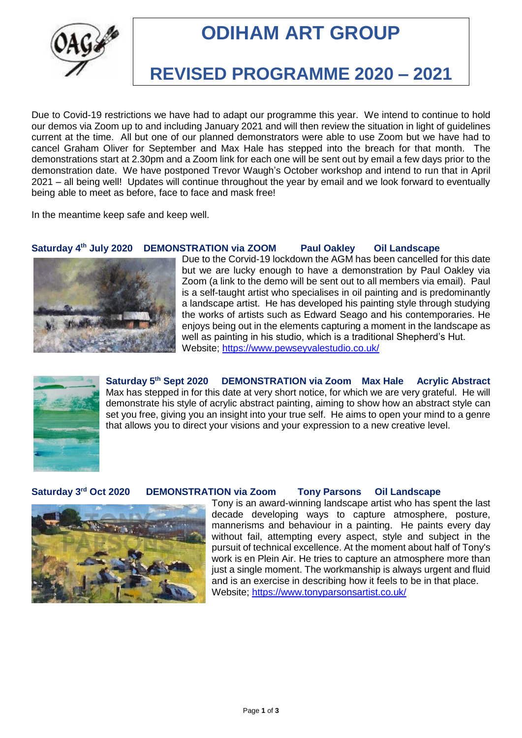# ODIHAM ART GROUP

# REVISED PROGRAMME 2020 – 2021

Due to Covid-19 restrictions we have had to adapt our programme this year. We intend to continue to hold our demos via Zoom up to and including January 2021 and will then review the situation in light of guidelines current at the time. All but one of our planned demonstrators were able to use Zoom but we have had to cancel Graham Oliver for September and Max Hale has stepped into the breach for that month. The demonstrations start at 2.30pm and a Zoom link for each one will be sent out by email a few days prior to the demonstration date. We have postponed Trevor Waugh's October workshop and intend to run that in April 2021 – all being well! Updates will continue throughout the year by email and we look forward to eventually being able to meet as before, face to face and mask free!

In the meantime keep safe and keep well.

### Saturday 4th July 2020 DEMONSTRATION via ZOOM Paul Oakley Oil Landscape

Due to the Corvid-19 lockdown the AGM has been cancelled for this date but we are lucky enough to have a demonstration by Paul Oakley via Zoom (a link to the demo will be sent out to all members via email). Paul is a self-taught artist who specialises in oil painting and is predominantly a landscape artist. He has developed his painting style through studying the works of artists such as Edward Seago and his contemporaries. He enjoys being out in the elements capturing a moment in the landscape as well as painting in his studio, which is a traditional Shepherd's Hut.
Website; https://www.pewseyvalestudio.co.uk/

### Saturday 5th Sept 2020 DEMONSTRATION via Zoom Max Hale Acrylic Abstract

Max has stepped in for this date at very short notice, for which we are very grateful. He will demonstrate his style of acrylic abstract painting, aiming to show how an abstract style can set you free, giving you an insight into your true self. He aims to open your mind to a genre that allows you to direct your visions and your expression to a new creative level.

### Saturday 3rd Oct 2020 DEMONSTRATION via Zoom Tony Parsons Oil Landscape

Tony is an award-winning landscape artist who has spent the last decade developing ways to capture atmosphere, posture, mannerisms and behaviour in a painting. He paints every day without fail, attempting every aspect, style and subject in the pursuit of technical excellence. At the moment about half of Tony's work is en Plein Air. He tries to capture an atmosphere more than just a single moment. The workmanship is always urgent and fluid and is an exercise in describing how it feels to be in that place.
Website; https://www.tonyparsonsartist.co.uk/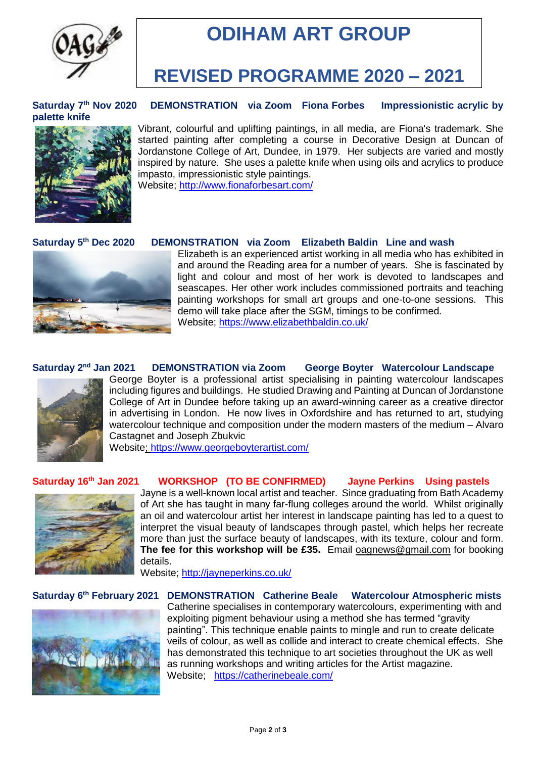# ODIHAM ART GROUP

## REVISED PROGRAMME 2020 – 2021

**Saturday 7th Nov 2020 DEMONSTRATION via Zoom Fiona Forbes Impressionistic acrylic by palette knife**

Vibrant, colourful and uplifting paintings, in all media, are Fiona's trademark. She started painting after completing a course in Decorative Design at Duncan of Jordanstone College of Art, Dundee, in 1979. Her subjects are varied and mostly inspired by nature. She uses a palette knife when using oils and acrylics to produce impasto, impressionistic style paintings.
Website; http://www.fionaforbesart.com/

**Saturday 5th Dec 2020 DEMONSTRATION via Zoom Elizabeth Baldin Line and wash**

Elizabeth is an experienced artist working in all media who has exhibited in and around the Reading area for a number of years. She is fascinated by light and colour and most of her work is devoted to landscapes and seascapes. Her other work includes commissioned portraits and teaching painting workshops for small art groups and one-to-one sessions. This demo will take place after the SGM, timings to be confirmed.
Website; https://www.elizabethbaldin.co.uk/

**Saturday 2nd Jan 2021 DEMONSTRATION via Zoom George Boyter Watercolour Landscape**

George Boyter is a professional artist specialising in painting watercolour landscapes including figures and buildings. He studied Drawing and Painting at Duncan of Jordanstone College of Art in Dundee before taking up an award-winning career as a creative director in advertising in London. He now lives in Oxfordshire and has returned to art, studying watercolour technique and composition under the modern masters of the medium – Alvaro Castagnet and Joseph Zbukvic
Website; https://www.georgeboyterartist.com/

**Saturday 16th Jan 2021 WORKSHOP (TO BE CONFIRMED) Jayne Perkins Using pastels**

Jayne is a well-known local artist and teacher. Since graduating from Bath Academy of Art she has taught in many far-flung colleges around the world. Whilst originally an oil and watercolour artist her interest in landscape painting has led to a quest to interpret the visual beauty of landscapes through pastel, which helps her recreate more than just the surface beauty of landscapes, with its texture, colour and form. **The fee for this workshop will be £35.** Email oagnews@gmail.com for booking details.
Website; http://jayneperkins.co.uk/

**Saturday 6th February 2021 DEMONSTRATION Catherine Beale Watercolour Atmospheric mists**

Catherine specialises in contemporary watercolours, experimenting with and exploiting pigment behaviour using a method she has termed "gravity painting". This technique enable paints to mingle and run to create delicate veils of colour, as well as collide and interact to create chemical effects. She has demonstrated this technique to art societies throughout the UK as well as running workshops and writing articles for the Artist magazine.
Website; https://catherinebeale.com/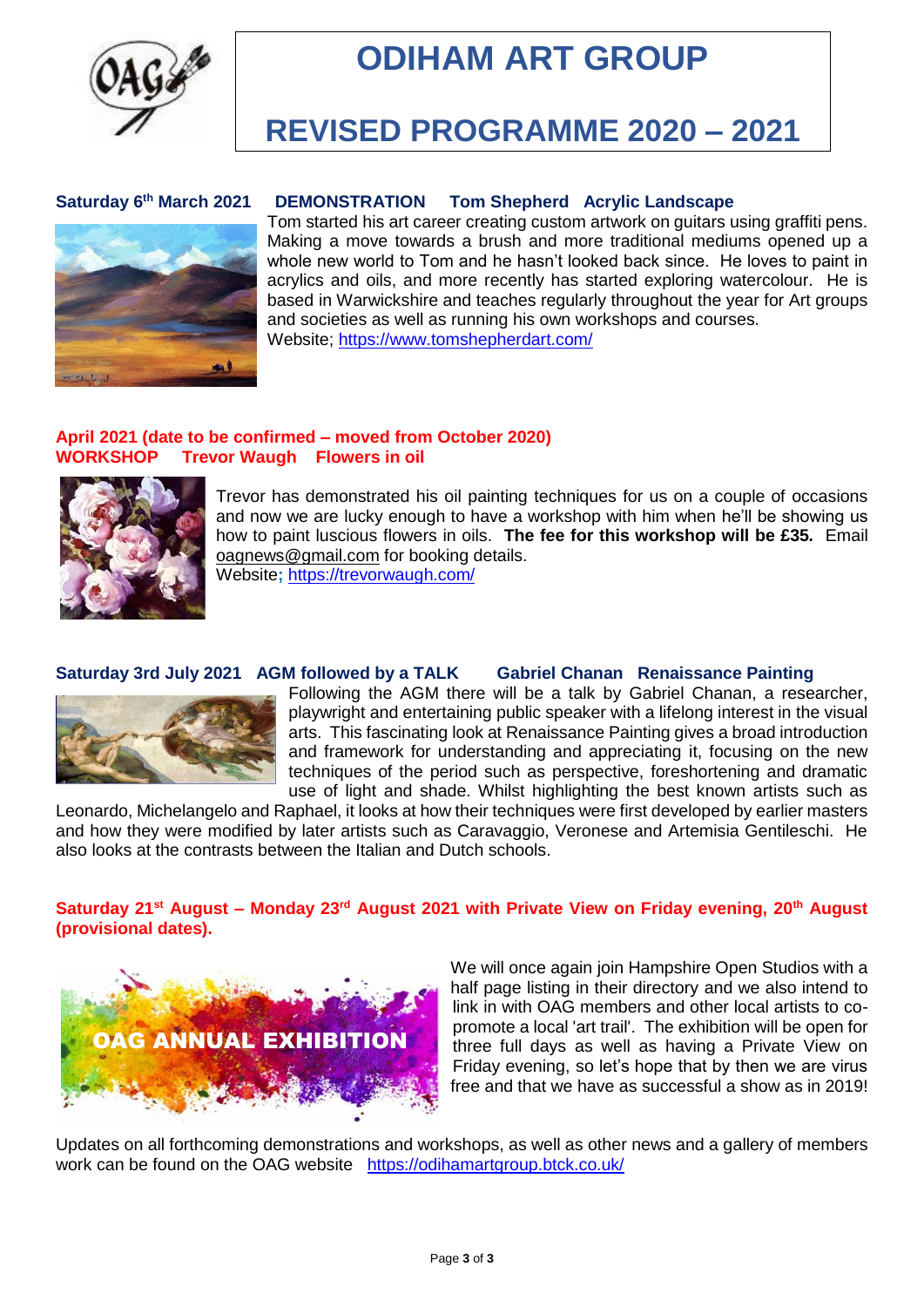# ODIHAM ART GROUP

# REVISED PROGRAMME 2020 – 2021

### Saturday 6th March 2021 DEMONSTRATION Tom Shepherd Acrylic Landscape

Tom started his art career creating custom artwork on guitars using graffiti pens. Making a move towards a brush and more traditional mediums opened up a whole new world to Tom and he hasn't looked back since. He loves to paint in acrylics and oils, and more recently has started exploring watercolour. He is based in Warwickshire and teaches regularly throughout the year for Art groups and societies as well as running his own workshops and courses.
Website; https://www.tomshepherdart.com/

### April 2021 (date to be confirmed – moved from October 2020)
### WORKSHOP Trevor Waugh Flowers in oil

Trevor has demonstrated his oil painting techniques for us on a couple of occasions and now we are lucky enough to have a workshop with him when he'll be showing us how to paint luscious flowers in oils. **The fee for this workshop will be £35.** Email oagnews@gmail.com for booking details.
Website; https://trevorwaugh.com/

### Saturday 3rd July 2021 AGM followed by a TALK Gabriel Chanan Renaissance Painting

Following the AGM there will be a talk by Gabriel Chanan, a researcher, playwright and entertaining public speaker with a lifelong interest in the visual arts. This fascinating look at Renaissance Painting gives a broad introduction and framework for understanding and appreciating it, focusing on the new techniques of the period such as perspective, foreshortening and dramatic use of light and shade. Whilst highlighting the best known artists such as Leonardo, Michelangelo and Raphael, it looks at how their techniques were first developed by earlier masters and how they were modified by later artists such as Caravaggio, Veronese and Artemisia Gentileschi. He also looks at the contrasts between the Italian and Dutch schools.

### Saturday 21st August – Monday 23rd August 2021 with Private View on Friday evening, 20th August (provisional dates).

OAG ANNUAL EXHIBITION

We will once again join Hampshire Open Studios with a half page listing in their directory and we also intend to link in with OAG members and other local artists to co-promote a local 'art trail'. The exhibition will be open for three full days as well as having a Private View on Friday evening, so let's hope that by then we are virus free and that we have as successful a show as in 2019!

Updates on all forthcoming demonstrations and workshops, as well as other news and a gallery of members work can be found on the OAG website https://odihamartgroup.btck.co.uk/